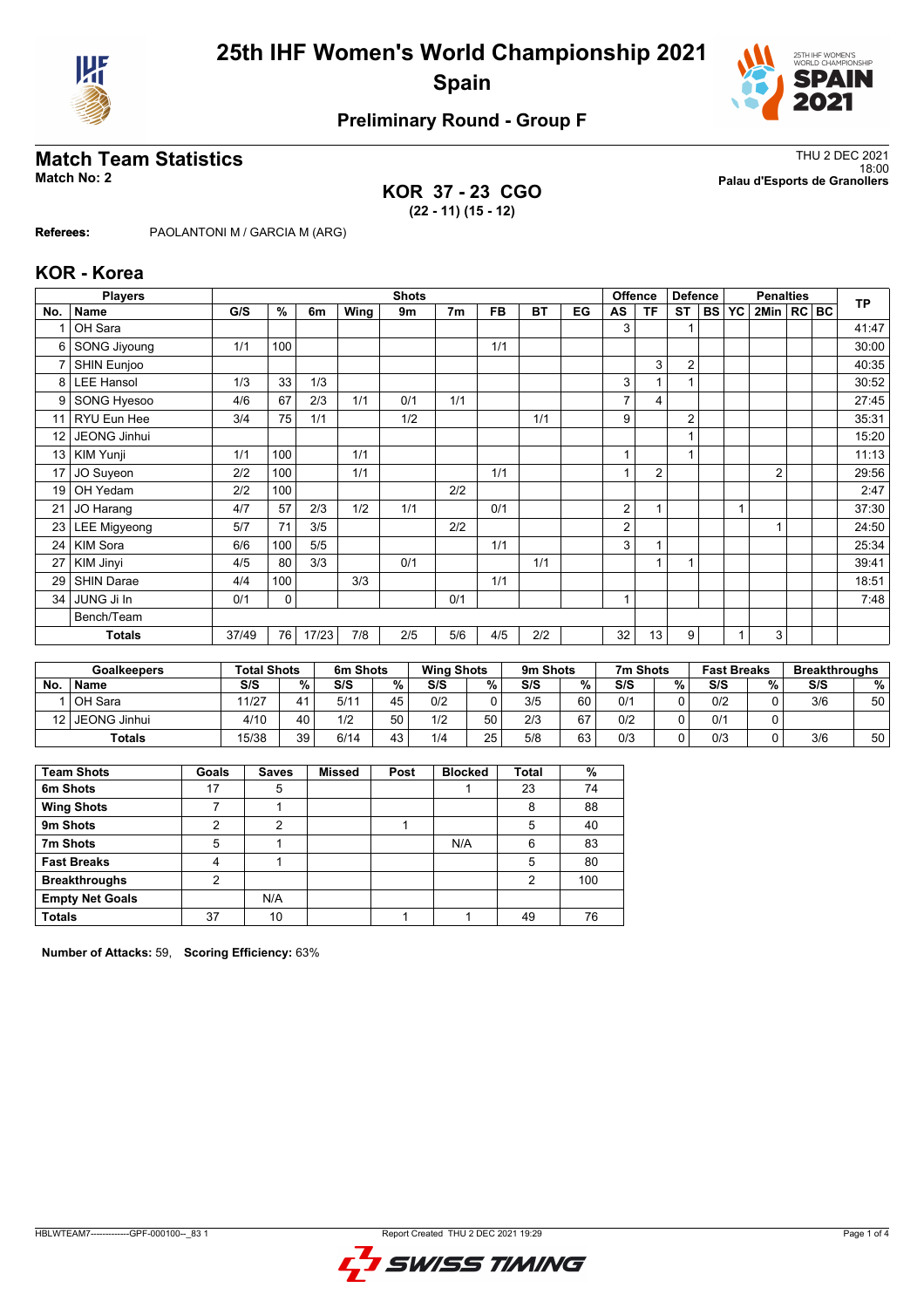# 25th IHF Women's World Championship 2021

## Spain

### Preliminary Round - Group F

## Match Team Statistics

**Match No: 2**

THU 2 DEC 2021
18:00
**Palau d'Esports de Granollers**

**KOR 37 - 23 CGO**
**(22 - 11) (15 - 12)**

**Referees:** PAOLANTONI M / GARCIA M (ARG)

## KOR - Korea

| Players | | Shots | | | | | | | | | Offence | | Defence | | Penalties | | | | | TP |
|---|---|---|---|---|---|---|---|---|---|---|---|---|---|---|---|---|---|---|---|---|
| No. | Name | G/S | % | 6m | Wing | 9m | 7m | FB | BT | EG | AS | TF | ST | BS | YC | 2Min | RC | BC | | |
| 1 | OH Sara | | | | | | | | | | 3 | | 1 | | | | | | | 41:47 |
| 6 | SONG Jiyoung | 1/1 | 100 | | | | | 1/1 | | | | | | | | | | | | 30:00 |
| 7 | SHIN Eunjoo | | | | | | | | | | | 3 | 2 | | | | | | | 40:35 |
| 8 | LEE Hansol | 1/3 | 33 | 1/3 | | | | | | | 3 | 1 | 1 | | | | | | | 30:52 |
| 9 | SONG Hyesoo | 4/6 | 67 | 2/3 | 1/1 | 0/1 | 1/1 | | | | 7 | 4 | | | | | | | | 27:45 |
| 11 | RYU Eun Hee | 3/4 | 75 | 1/1 | | 1/2 | | | 1/1 | | 9 | | 2 | | | | | | | 35:31 |
| 12 | JEONG Jinhui | | | | | | | | | | | | 1 | | | | | | | 15:20 |
| 13 | KIM Yunji | 1/1 | 100 | | 1/1 | | | | | | 1 | | 1 | | | | | | | 11:13 |
| 17 | JO Suyeon | 2/2 | 100 | | 1/1 | | | 1/1 | | | 1 | 2 | | | | 2 | | | | 29:56 |
| 19 | OH Yedam | 2/2 | 100 | | | | 2/2 | | | | | | | | | | | | | 2:47 |
| 21 | JO Harang | 4/7 | 57 | 2/3 | 1/2 | 1/1 | | 0/1 | | | 2 | 1 | | | 1 | | | | | 37:30 |
| 23 | LEE Migyeong | 5/7 | 71 | 3/5 | | | 2/2 | | | | 2 | | | | | 1 | | | | 24:50 |
| 24 | KIM Sora | 6/6 | 100 | 5/5 | | | | 1/1 | | | 3 | 1 | | | | | | | | 25:34 |
| 27 | KIM Jinyi | 4/5 | 80 | 3/3 | | 0/1 | | | 1/1 | | | 1 | 1 | | | | | | | 39:41 |
| 29 | SHIN Darae | 4/4 | 100 | | 3/3 | | | 1/1 | | | | | | | | | | | | 18:51 |
| 34 | JUNG Ji In | 0/1 | 0 | | | | 0/1 | | | | 1 | | | | | | | | | 7:48 |
| | Bench/Team | | | | | | | | | | | | | | | | | | | |
| | **Totals** | 37/49 | 76 | 17/23 | 7/8 | 2/5 | 5/6 | 4/5 | 2/2 | | 32 | 13 | 9 | | 1 | 3 | | | | |

| Goalkeepers | | Total Shots | | 6m Shots | | Wing Shots | | 9m Shots | | 7m Shots | | Fast Breaks | | Breakthroughs | |
|---|---|---|---|---|---|---|---|---|---|---|---|---|---|---|---|
| No. | Name | S/S | % | S/S | % | S/S | % | S/S | % | S/S | % | S/S | % | S/S | % |
| 1 | OH Sara | 11/27 | 41 | 5/11 | 45 | 0/2 | 0 | 3/5 | 60 | 0/1 | 0 | 0/2 | 0 | 3/6 | 50 |
| 12 | JEONG Jinhui | 4/10 | 40 | 1/2 | 50 | 1/2 | 50 | 2/3 | 67 | 0/2 | 0 | 0/1 | 0 | | |
| | **Totals** | 15/38 | 39 | 6/14 | 43 | 1/4 | 25 | 5/8 | 63 | 0/3 | 0 | 0/3 | 0 | 3/6 | 50 |

| Team Shots | Goals | Saves | Missed | Post | Blocked | Total | % |
|---|---|---|---|---|---|---|---|
| 6m Shots | 17 | 5 | | | 1 | 23 | 74 |
| Wing Shots | 7 | 1 | | | | 8 | 88 |
| 9m Shots | 2 | 2 | | 1 | | 5 | 40 |
| 7m Shots | 5 | 1 | | | N/A | 6 | 83 |
| Fast Breaks | 4 | 1 | | | | 5 | 80 |
| Breakthroughs | 2 | | | | | 2 | 100 |
| Empty Net Goals | | N/A | | | | | |
| **Totals** | 37 | 10 | | 1 | 1 | 49 | 76 |

**Number of Attacks:** 59, **Scoring Efficiency:** 63%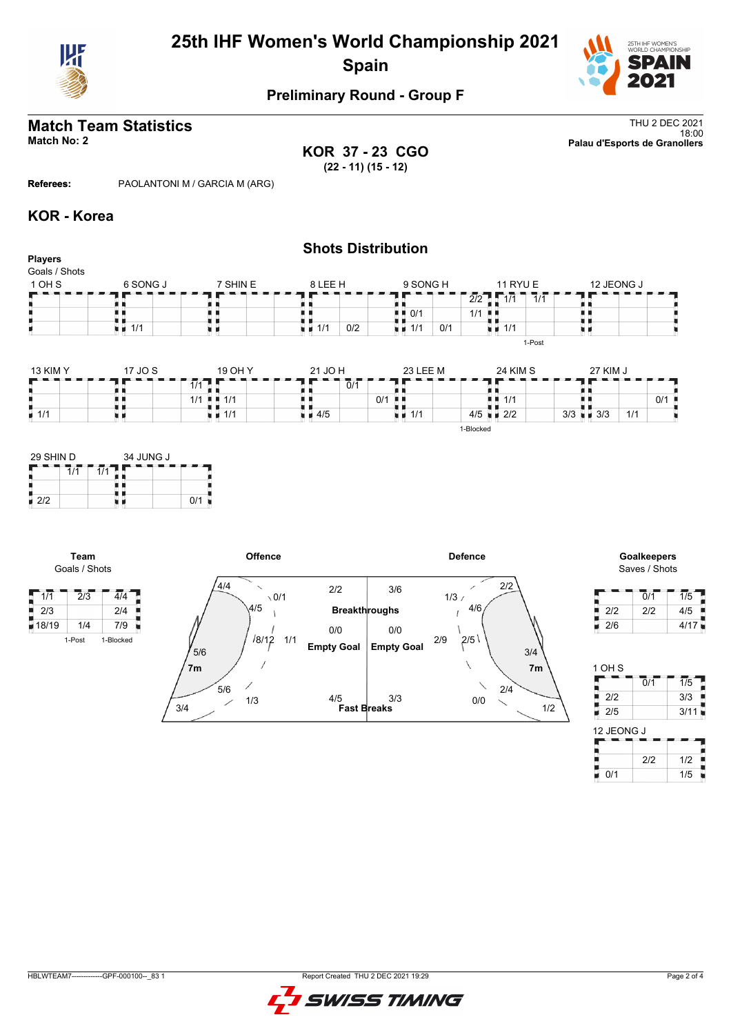# 25th IHF Women's World Championship 2021

## Spain

### Preliminary Round - Group F

## Match Team Statistics

**Match No: 2**

THU 2 DEC 2021
18:00
**Palau d'Esports de Granollers**

**KOR 37 - 23 CGO**
**(22 - 11) (15 - 12)**

**Referees:** PAOLANTONI M / GARCIA M (ARG)

## KOR - Korea

### Shots Distribution

**Players**
Goals / Shots

**1 OH S**

| | | |
|---|---|---|
| | | |
| | | |
| | | |

**6 SONG J**

| | | |
|---|---|---|
| | | |
| | | |
| 1/1 | | |

**7 SHIN E**

| | | |
|---|---|---|
| | | |
| | | |
| | | |

**8 LEE H**

| | | |
|---|---|---|
| | | |
| | | |
| 1/1 | 0/2 | |

**9 SONG H**

| | | |
|---|---|---|
| | | 2/2 |
| 0/1 | | 1/1 |
| 1/1 | 0/1 | |

**11 RYU E**

| | | |
|---|---|---|
| 1/1 | 1/1 | |
| | | |
| 1/1 | | |

1-Post

**12 JEONG J**

| | | |
|---|---|---|
| | | |
| | | |
| | | |

**13 KIM Y**

| | | |
|---|---|---|
| | | |
| | | |
| 1/1 | | |

**17 JO S**

| | | |
|---|---|---|
| | | 1/1 |
| | | 1/1 |
| | | |

**19 OH Y**

| | | |
|---|---|---|
| | | |
| 1/1 | | |
| 1/1 | | |

**21 JO H**

| | | |
|---|---|---|
| | 0/1 | |
| | | 0/1 |
| 4/5 | | |

**23 LEE M**

| | | |
|---|---|---|
| | | |
| | | |
| 1/1 | | 4/5 |

1-Blocked

**24 KIM S**

| | | |
|---|---|---|
| | | |
| 1/1 | | |
| 2/2 | | 3/3 |

**27 KIM J**

| | | |
|---|---|---|
| | | |
| | | 0/1 |
| 3/3 | 1/1 | |

**29 SHIN D**

| | | |
|---|---|---|
| | 1/1 | 1/1 |
| | | |
| 2/2 | | |

**34 JUNG J**

| | | |
|---|---|---|
| | | |
| | | |
| | | 0/1 |

**Team**
Goals / Shots

| | | |
|---|---|---|
| 1/1 | 2/3 | 4/4 |
| 2/3 | | 2/4 |
| 18/19 | 1/4 | 7/9 |

1-Post 1-Blocked

**Offence**

| | |
|---|---|
| Left wing | 4/4 |
| Left 9m | 4/5 |
| Left 6m | 5/6 |
| 7m | 5/6 |
| Left backcourt / far | 3/4 |
| Top 9m | 0/1 |
| Centre 6m | 8/12 |
| Centre 9m | 1/1 |
| Bottom | 1/3 |
| Breakthroughs | 2/2 |
| Empty Goal | 0/0 |
| Fast Breaks | 4/5 |

**Defence**

| | |
|---|---|
| Breakthroughs | 3/6 |
| Empty Goal | 0/0 |
| Fast Breaks | 3/3 |
| | 1/3 |
| | 2/2 |
| | 4/6 |
| | 2/9 |
| | 2/5 |
| | 3/4 |
| 7m | 2/4 |
| | 0/0 |
| | 1/2 |

**Goalkeepers**
Saves / Shots

| | | |
|---|---|---|
| | 0/1 | 1/5 |
| 2/2 | 2/2 | 4/5 |
| 2/6 | | 4/17 |

**1 OH S**

| | | |
|---|---|---|
| | 0/1 | 1/5 |
| 2/2 | | 3/3 |
| 2/5 | | 3/11 |

**12 JEONG J**

| | | |
|---|---|---|
| | | |
| | 2/2 | 1/2 |
| 0/1 | | 1/5 |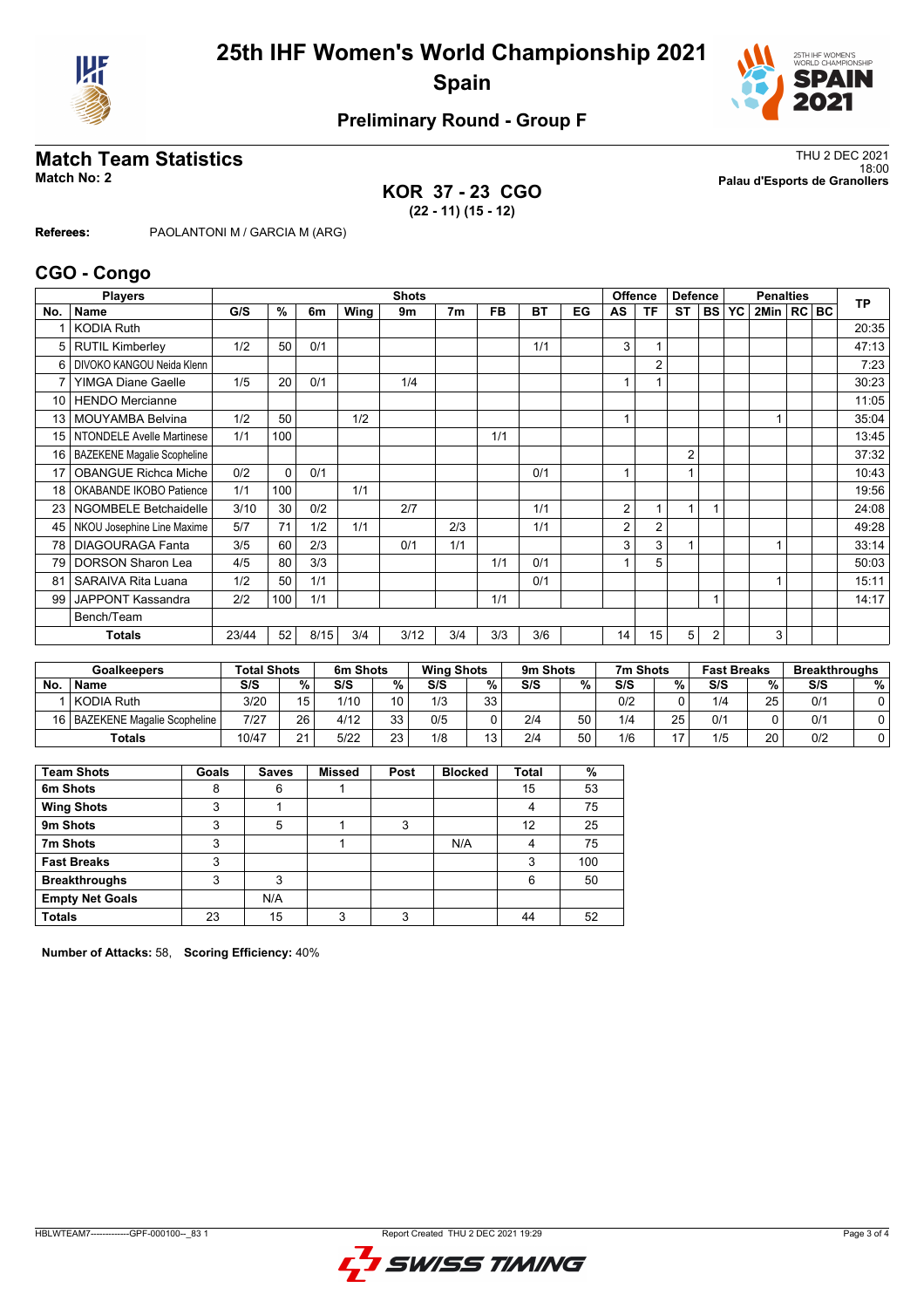# 25th IHF Women's World Championship 2021
## Spain

### Preliminary Round - Group F

## Match Team Statistics

**Match No: 2**

THU 2 DEC 2021
18:00
**Palau d'Esports de Granollers**

**KOR 37 - 23 CGO**
**(22 - 11) (15 - 12)**

**Referees:** PAOLANTONI M / GARCIA M (ARG)

## CGO - Congo

| Players | | Shots | | | | | | | | | Offence | | Defence | | Penalties | | | | TP |
|---|---|---|---|---|---|---|---|---|---|---|---|---|---|---|---|---|---|---|---|
| No. | Name | G/S | % | 6m | Wing | 9m | 7m | FB | BT | EG | AS | TF | ST | BS | YC | 2Min | RC | BC | |
| 1 | KODIA Ruth | | | | | | | | | | | | | | | | | | 20:35 |
| 5 | RUTIL Kimberley | 1/2 | 50 | 0/1 | | | | | 1/1 | | 3 | 1 | | | | | | | 47:13 |
| 6 | DIVOKO KANGOU Neida Klenn | | | | | | | | | | | 2 | | | | | | | 7:23 |
| 7 | YIMGA Diane Gaelle | 1/5 | 20 | 0/1 | | 1/4 | | | | | 1 | 1 | | | | | | | 30:23 |
| 10 | HENDO Mercianne | | | | | | | | | | | | | | | | | | 11:05 |
| 13 | MOUYAMBA Belvina | 1/2 | 50 | | 1/2 | | | | | | 1 | | | | | 1 | | | 35:04 |
| 15 | NTONDELE Avelle Martinese | 1/1 | 100 | | | | | 1/1 | | | | | | | | | | | 13:45 |
| 16 | BAZEKENE Magalie Scopheline | | | | | | | | | | | | 2 | | | | | | 37:32 |
| 17 | OBANGUE Richca Miche | 0/2 | 0 | 0/1 | | | | | 0/1 | | 1 | | 1 | | | | | | 10:43 |
| 18 | OKABANDE IKOBO Patience | 1/1 | 100 | | 1/1 | | | | | | | | | | | | | | 19:56 |
| 23 | NGOMBELE Betchaidelle | 3/10 | 30 | 0/2 | | 2/7 | | | 1/1 | | 2 | 1 | 1 | 1 | | | | | 24:08 |
| 45 | NKOU Josephine Line Maxime | 5/7 | 71 | 1/2 | 1/1 | | 2/3 | | 1/1 | | 2 | 2 | | | | | | | 49:28 |
| 78 | DIAGOURAGA Fanta | 3/5 | 60 | 2/3 | | 0/1 | 1/1 | | | | 3 | 3 | 1 | | | 1 | | | 33:14 |
| 79 | DORSON Sharon Lea | 4/5 | 80 | 3/3 | | | | 1/1 | 0/1 | | 1 | 5 | | | | | | | 50:03 |
| 81 | SARAIVA Rita Luana | 1/2 | 50 | 1/1 | | | | | 0/1 | | | | | | | 1 | | | 15:11 |
| 99 | JAPPONT Kassandra | 2/2 | 100 | 1/1 | | | | 1/1 | | | | | | 1 | | | | | 14:17 |
| | Bench/Team | | | | | | | | | | | | | | | | | | |
| | **Totals** | 23/44 | 52 | 8/15 | 3/4 | 3/12 | 3/4 | 3/3 | 3/6 | | 14 | 15 | 5 | 2 | | 3 | | | |

| Goalkeepers | | Total Shots | | 6m Shots | | Wing Shots | | 9m Shots | | 7m Shots | | Fast Breaks | | Breakthroughs | |
|---|---|---|---|---|---|---|---|---|---|---|---|---|---|---|---|
| No. | Name | S/S | % | S/S | % | S/S | % | S/S | % | S/S | % | S/S | % | S/S | % |
| 1 | KODIA Ruth | 3/20 | 15 | 1/10 | 10 | 1/3 | 33 | | | 0/2 | 0 | 1/4 | 25 | 0/1 | 0 |
| 16 | BAZEKENE Magalie Scopheline | 7/27 | 26 | 4/12 | 33 | 0/5 | 0 | 2/4 | 50 | 1/4 | 25 | 0/1 | 0 | 0/1 | 0 |
| | **Totals** | 10/47 | 21 | 5/22 | 23 | 1/8 | 13 | 2/4 | 50 | 1/6 | 17 | 1/5 | 20 | 0/2 | 0 |

| Team Shots | Goals | Saves | Missed | Post | Blocked | Total | % |
|---|---|---|---|---|---|---|---|
| 6m Shots | 8 | 6 | 1 | | | 15 | 53 |
| Wing Shots | 3 | 1 | | | | 4 | 75 |
| 9m Shots | 3 | 5 | 1 | 3 | | 12 | 25 |
| 7m Shots | 3 | | 1 | | N/A | 4 | 75 |
| Fast Breaks | 3 | | | | | 3 | 100 |
| Breakthroughs | 3 | 3 | | | | 6 | 50 |
| Empty Net Goals | | N/A | | | | | |
| Totals | 23 | 15 | 3 | 3 | | 44 | 52 |

**Number of Attacks:** 58, **Scoring Efficiency:** 40%

HBLWTEAM7-------------GPF-000100--_83 1 Report Created THU 2 DEC 2021 19:29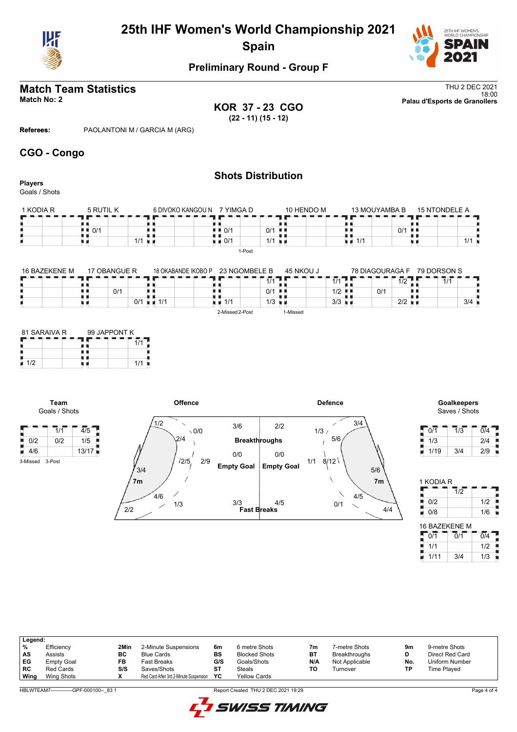# 25th IHF Women's World Championship 2021
## Spain

### Preliminary Round - Group F

## Match Team Statistics

**Match No: 2**

THU 2 DEC 2021
18:00
**Palau d'Esports de Granollers**

**KOR 37 - 23 CGO**
**(22 - 11) (15 - 12)**

**Referees:** PAOLANTONI M / GARCIA M (ARG)

## CGO - Congo

### Shots Distribution

**Players**
Goals / Shots

1 KODIA R

5 RUTIL K
0/1
1/1

6 DIVOKO KANGOU N

7 YIMGA D
0/1 0/1
0/1 1/1
1-Post

10 HENDO M

13 MOUYAMBA B
0/1
1/1

15 NTONDELE A
1/1

16 BAZEKENE M

17 OBANGUE R
0/1
0/1

18 OKABANDE IKOBO P
1/1

23 NGOMBELE B
1/1
0/1
1/1 1/3
2-Missed 2-Post

45 NKOU J
1/1
1/2
3/3
1-Missed

78 DIAGOURAGA F
1/2
0/1
2/2

79 DORSON S
1/1
3/4

81 SARAIVA R
1/2

99 JAPPONT K
1/1
1/1

**Team**
Goals / Shots

| | | |
|---|---|---|
| | 1/1 | 4/5 |
| 0/2 | 0/2 | 1/5 |
| 4/6 | | 13/17 |

3-Missed 3-Post

**Offence**

1/2
0/0
2/4
2/5
2/9
3/4
7m
4/6
1/3
2/2
3/6 2/2
**Breakthroughs**
0/0 0/0
**Empty Goal** **Empty Goal**
3/3 4/5
**Fast Breaks**

**Defence**

1/3
3/4
5/6
1/1
8/12
5/6
7m
4/5
0/1
4/4

**Goalkeepers**
Saves / Shots

| | | |
|---|---|---|
| 0/1 | 1/3 | 0/4 |
| 1/3 | | 2/4 |
| 1/19 | 3/4 | 2/9 |

1 KODIA R

| | | |
|---|---|---|
| | 1/2 | |
| 0/2 | | 1/2 |
| 0/8 | | 1/6 |

16 BAZEKENE M

| | | |
|---|---|---|
| 0/1 | 0/1 | 0/4 |
| 1/1 | | 1/2 |
| 1/11 | 3/4 | 1/3 |

| **Legend:** | | | | | | | | | |
|---|---|---|---|---|---|---|---|---|---|
| **%** | Efficiency | **2Min** | 2-Minute Suspensions | **6m** | 6 metre Shots | **7m** | 7-metre Shots | **9m** | 9-metre Shots |
| **AS** | Assists | **BC** | Blue Cards | **BS** | Blocked Shots | **BT** | Breakthroughs | **D** | Direct Red Card |
| **EG** | Empty Goal | **FB** | Fast Breaks | **G/S** | Goals/Shots | **N/A** | Not Applicable | **No.** | Uniform Number |
| **RC** | Red Cards | **S/S** | Saves/Shots | **ST** | Steals | **TO** | Turnover | **TP** | Time Played |
| **Wing** | Wing Shots | **X** | Red Card After 3rd 2-Minute Suspension | **YC** | Yellow Cards | | | | |

HBLWTEAM7-------------GPF-000100--_83 1 Report Created THU 2 DEC 2021 19:29